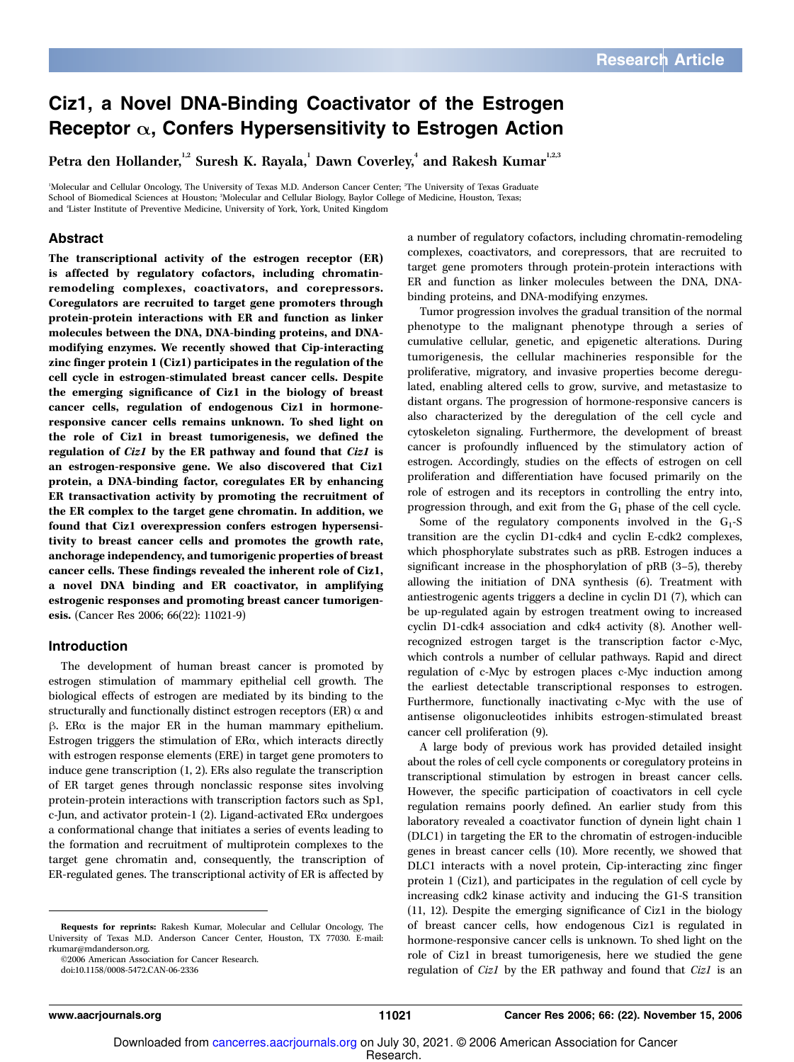# Ciz1, a Novel DNA-Binding Coactivator of the Estrogen Receptor α, Confers Hypersensitivity to Estrogen Action

Petra den Hollander,[1,2] Suresh K. Rayala,[1] Dawn Coverley,[4] and Rakesh Kumar[1,2,3]

[1]Molecular and Cellular Oncology, The University of Texas M.D. Anderson Cancer Center; [2]The University of Texas Graduate School of Biomedical Sciences at Houston; [3]Molecular and Cellular Biology, Baylor College of Medicine, Houston, Texas; and [4]Lister Institute of Preventive Medicine, University of York, York, United Kingdom

## Abstract

**The transcriptional activity of the estrogen receptor (ER) is affected by regulatory cofactors, including chromatin-remodeling complexes, coactivators, and corepressors. Coregulators are recruited to target gene promoters through protein-protein interactions with ER and function as linker molecules between the DNA, DNA-binding proteins, and DNA-modifying enzymes. We recently showed that Cip-interacting zinc finger protein 1 (Ciz1) participates in the regulation of the cell cycle in estrogen-stimulated breast cancer cells. Despite the emerging significance of Ciz1 in the biology of breast cancer cells, regulation of endogenous Ciz1 in hormone-responsive cancer cells remains unknown. To shed light on the role of Ciz1 in breast tumorigenesis, we defined the regulation of *Ciz1* by the ER pathway and found that *Ciz1* is an estrogen-responsive gene. We also discovered that Ciz1 protein, a DNA-binding factor, coregulates ER by enhancing ER transactivation activity by promoting the recruitment of the ER complex to the target gene chromatin. In addition, we found that Ciz1 overexpression confers estrogen hypersensitivity to breast cancer cells and promotes the growth rate, anchorage independency, and tumorigenic properties of breast cancer cells. These findings revealed the inherent role of Ciz1, a novel DNA binding and ER coactivator, in amplifying estrogenic responses and promoting breast cancer tumorigenesis.** (Cancer Res 2006; 66(22): 11021-9)

## Introduction

The development of human breast cancer is promoted by estrogen stimulation of mammary epithelial cell growth. The biological effects of estrogen are mediated by its binding to the structurally and functionally distinct estrogen receptors (ER) α and β. ERα is the major ER in the human mammary epithelium. Estrogen triggers the stimulation of ERα, which interacts directly with estrogen response elements (ERE) in target gene promoters to induce gene transcription (1, 2). ERs also regulate the transcription of ER target genes through nonclassic response sites involving protein-protein interactions with transcription factors such as Sp1, c-Jun, and activator protein-1 (2). Ligand-activated ERα undergoes a conformational change that initiates a series of events leading to the formation and recruitment of multiprotein complexes to the target gene chromatin and, consequently, the transcription of ER-regulated genes. The transcriptional activity of ER is affected by a number of regulatory cofactors, including chromatin-remodeling complexes, coactivators, and corepressors, that are recruited to target gene promoters through protein-protein interactions with ER and function as linker molecules between the DNA, DNA-binding proteins, and DNA-modifying enzymes.

Tumor progression involves the gradual transition of the normal phenotype to the malignant phenotype through a series of cumulative cellular, genetic, and epigenetic alterations. During tumorigenesis, the cellular machineries responsible for the proliferative, migratory, and invasive properties become deregulated, enabling altered cells to grow, survive, and metastasize to distant organs. The progression of hormone-responsive cancers is also characterized by the deregulation of the cell cycle and cytoskeleton signaling. Furthermore, the development of breast cancer is profoundly influenced by the stimulatory action of estrogen. Accordingly, studies on the effects of estrogen on cell proliferation and differentiation have focused primarily on the role of estrogen and its receptors in controlling the entry into, progression through, and exit from the $G_1$ phase of the cell cycle.

Some of the regulatory components involved in the $G_1$-S transition are the cyclin D1-cdk4 and cyclin E-cdk2 complexes, which phosphorylate substrates such as pRB. Estrogen induces a significant increase in the phosphorylation of pRB (3–5), thereby allowing the initiation of DNA synthesis (6). Treatment with antiestrogenic agents triggers a decline in cyclin D1 (7), which can be up-regulated again by estrogen treatment owing to increased cyclin D1-cdk4 association and cdk4 activity (8). Another well-recognized estrogen target is the transcription factor c-Myc, which controls a number of cellular pathways. Rapid and direct regulation of c-Myc by estrogen places c-Myc induction among the earliest detectable transcriptional responses to estrogen. Furthermore, functionally inactivating c-Myc with the use of antisense oligonucleotides inhibits estrogen-stimulated breast cancer cell proliferation (9).

A large body of previous work has provided detailed insight about the roles of cell cycle components or coregulatory proteins in transcriptional stimulation by estrogen in breast cancer cells. However, the specific participation of coactivators in cell cycle regulation remains poorly defined. An earlier study from this laboratory revealed a coactivator function of dynein light chain 1 (DLC1) in targeting the ER to the chromatin of estrogen-inducible genes in breast cancer cells (10). More recently, we showed that DLC1 interacts with a novel protein, Cip-interacting zinc finger protein 1 (Ciz1), and participates in the regulation of cell cycle by increasing cdk2 kinase activity and inducing the G1-S transition (11, 12). Despite the emerging significance of Ciz1 in the biology of breast cancer cells, how endogenous Ciz1 is regulated in hormone-responsive cancer cells is unknown. To shed light on the role of Ciz1 in breast tumorigenesis, here we studied the gene regulation of *Ciz1* by the ER pathway and found that *Ciz1* is an

---

**Requests for reprints:** Rakesh Kumar, Molecular and Cellular Oncology, The University of Texas M.D. Anderson Cancer Center, Houston, TX 77030. E-mail: rkumar@mdanderson.org.

©2006 American Association for Cancer Research.

doi:10.1158/0008-5472.CAN-06-2336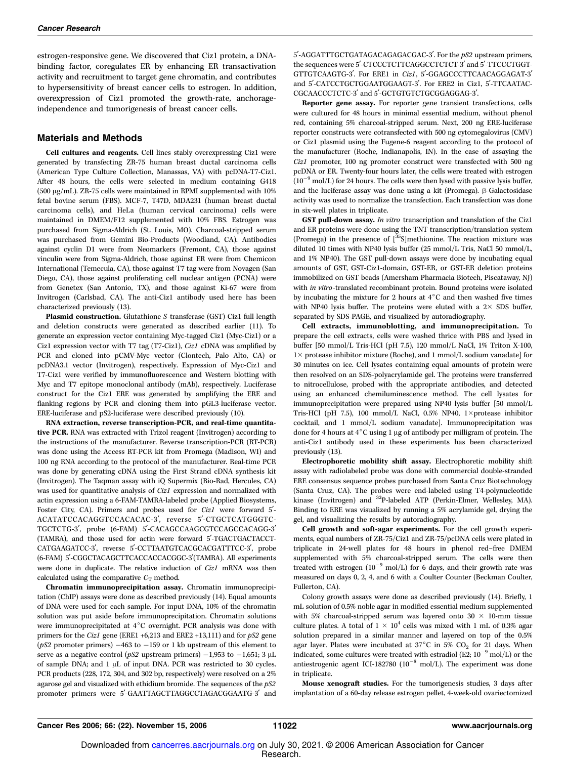estrogen-responsive gene. We discovered that Ciz1 protein, a DNA-binding factor, coregulates ER by enhancing ER transactivation activity and recruitment to target gene chromatin, and contributes to hypersensitivity of breast cancer cells to estrogen. In addition, overexpression of Ciz1 promoted the growth-rate, anchorage-independence and tumorigenesis of breast cancer cells.

## Materials and Methods

**Cell cultures and reagents.** Cell lines stably overexpressing Ciz1 were generated by transfecting ZR-75 human breast ductal carcinoma cells (American Type Culture Collection, Manassas, VA) with pcDNA-T7-Ciz1. After 48 hours, the cells were selected in medium containing G418 (500 μg/mL). ZR-75 cells were maintained in RPMI supplemented with 10% fetal bovine serum (FBS). MCF-7, T47D, MDA231 (human breast ductal carcinoma cells), and HeLa (human cervical carcinoma) cells were maintained in DMEM/F12 supplemented with 10% FBS. Estrogen was purchased from Sigma-Aldrich (St. Louis, MO). Charcoal-stripped serum was purchased from Gemini Bio-Products (Woodland, CA). Antibodies against cyclin D1 were from Neomarkers (Fremont, CA), those against vinculin were from Sigma-Aldrich, those against ER were from Chemicon International (Temecula, CA), those against T7 tag were from Novagen (San Diego, CA), those against proliferating cell nuclear antigen (PCNA) were from Genetex (San Antonio, TX), and those against Ki-67 were from Invitrogen (Carlsbad, CA). The anti-Ciz1 antibody used here has been characterized previously (13).

**Plasmid construction.** Glutathione *S*-transferase (GST)-Ciz1 full-length and deletion constructs were generated as described earlier (11). To generate an expression vector containing Myc-tagged Ciz1 (Myc-Ciz1) or a Ciz1 expression vector with T7 tag (T7-Ciz1), *Ciz1* cDNA was amplified by PCR and cloned into pCMV-Myc vector (Clontech, Palo Alto, CA) or pcDNA3.1 vector (Invitrogen), respectively. Expression of Myc-Ciz1 and T7-Ciz1 were verified by immunofluorescence and Western blotting with Myc and T7 epitope monoclonal antibody (mAb), respectively. Luciferase construct for the Ciz1 ERE was generated by amplifying the ERE and flanking regions by PCR and cloning them into pGL3-luciferase vector. ERE-luciferase and pS2-luciferase were described previously (10).

**RNA extraction, reverse transcription-PCR, and real-time quantitative PCR.** RNA was extracted with Trizol reagent (Invitrogen) according to the instructions of the manufacturer. Reverse transcription-PCR (RT-PCR) was done using the Access RT-PCR kit from Promega (Madison, WI) and 100 ng RNA according to the protocol of the manufacturer. Real-time PCR was done by generating cDNA using the First Strand cDNA synthesis kit (Invitrogen). The Taqman assay with iQ Supermix (Bio-Rad, Hercules, CA) was used for quantitative analysis of *Ciz1* expression and normalized with actin expression using a 6-FAM-TAMRA-labeled probe (Applied Biosystems, Foster City, CA). Primers and probes used for *Ciz1* were forward 5′-ACATATCCACAGGTCCACACAC-3′, reverse 5′-CTGCTCATGGGTC-TGCTCTG-3′, probe (6-FAM) 5′-CACAGCCAAGCGTCCAGCCACAGG-3′ (TAMRA), and those used for actin were forward 5′-TGACTGACTACCT-CATGAAGATCC-3′, reverse 5′-CCTTAATGTCACGCACGATTTCC-3′, probe (6-FAM) 5′-CGGCTACAGCTTCACCACCACGGC-3′(TAMRA). All experiments were done in duplicate. The relative induction of *Ciz1* mRNA was then calculated using the comparative $C_T$ method.

**Chromatin immunoprecipitation assay.** Chromatin immunoprecipitation (ChIP) assays were done as described previously (14). Equal amounts of DNA were used for each sample. For input DNA, 10% of the chromatin solution was put aside before immunoprecipitation. Chromatin solutions were immunoprecipitated at 4°C overnight. PCR analysis was done with primers for the *Ciz1* gene (ERE1 +6,213 and ERE2 +13,111) and for *pS2* gene (*pS2* promoter primers) −463 to −159 or 1 kb upstream of this element to serve as a negative control (*pS2* upstream primers) −1,953 to −1,651; 3 μL of sample DNA; and 1 μL of input DNA. PCR was restricted to 30 cycles. PCR products (228, 172, 304, and 302 bp, respectively) were resolved on a 2% agarose gel and visualized with ethidium bromide. The sequences of the *pS2* promoter primers were 5′-GAATTAGCTTAGGCCTAGACGGAATG-3′ and 5′-AGGATTTGCTGATAGACAGAGACGAC-3′. For the *pS2* upstream primers, the sequences were 5′-CTCCCTCTTCAGGCCTCTCT-3′ and 5′-TTCCCTGGT-GTTGTCAAGTG-3′. For ERE1 in *Ciz1*, 5′-GGAGCCCTTCAACAGGAGAT-3′ and 5′-CATCCTGCTGGAATGGAAGT-3′. For ERE2 in Ciz1, 5′-TTCAATAC-CGCAACCCTCTC-3′ and 5′-GCTGTGTCTGCGGAGGAG-3′.

**Reporter gene assay.** For reporter gene transient transfections, cells were cultured for 48 hours in minimal essential medium, without phenol red, containing 5% charcoal-stripped serum. Next, 200 ng ERE-luciferase reporter constructs were cotransfected with 500 ng cytomegalovirus (CMV) or Ciz1 plasmid using the Fugene-6 reagent according to the protocol of the manufacturer (Roche, Indianapolis, IN). In the case of assaying the *Ciz1* promoter, 100 ng promoter construct were transfected with 500 ng pcDNA or ER. Twenty-four hours later, the cells were treated with estrogen ($10^{-9}$ mol/L) for 24 hours. The cells were then lysed with passive lysis buffer, and the luciferase assay was done using a kit (Promega). β-Galactosidase activity was used to normalize the transfection. Each transfection was done in six-well plates in triplicate.

**GST pull-down assay.** *In vitro* transcription and translation of the Ciz1 and ER proteins were done using the TNT transcription/translation system (Promega) in the presence of [$^{35}$S]methionine. The reaction mixture was diluted 10 times with NP40 lysis buffer (25 mmol/L Tris, NaCl 50 mmol/L, and 1% NP40). The GST pull-down assays were done by incubating equal amounts of GST, GST-Ciz1-domain, GST-ER, or GST-ER deletion proteins immobilized on GST beads (Amersham Pharmacia Biotech, Piscataway, NJ) with *in vitro*-translated recombinant protein. Bound proteins were isolated by incubating the mixture for 2 hours at 4°C and then washed five times with NP40 lysis buffer. The proteins were eluted with a 2× SDS buffer, separated by SDS-PAGE, and visualized by autoradiography.

**Cell extracts, immunoblotting, and immunoprecipitation.** To prepare the cell extracts, cells were washed thrice with PBS and lysed in buffer [50 mmol/L Tris-HCl (pH 7.5), 120 mmol/L NaCl, 1% Triton X-100, 1× protease inhibitor mixture (Roche), and 1 mmol/L sodium vanadate] for 30 minutes on ice. Cell lysates containing equal amounts of protein were then resolved on an SDS-polyacrylamide gel. The proteins were transferred to nitrocellulose, probed with the appropriate antibodies, and detected using an enhanced chemiluminescence method. The cell lysates for immunoprecipitation were prepared using NP40 lysis buffer [50 mmol/L Tris-HCl (pH 7.5), 100 mmol/L NaCl, 0.5% NP40, 1×protease inhibitor cocktail, and 1 mmol/L sodium vanadate]. Immunoprecipitation was done for 4 hours at 4°C using 1 μg of antibody per milligram of protein. The anti-Ciz1 antibody used in these experiments has been characterized previously (13).

**Electrophoretic mobility shift assay.** Electrophoretic mobility shift assay with radiolabeled probe was done with commercial double-stranded ERE consensus sequence probes purchased from Santa Cruz Biotechnology (Santa Cruz, CA). The probes were end-labeled using T4-polynucleotide kinase (Invitrogen) and $^{32}$P-labeled ATP (Perkin-Elmer, Wellesley, MA). Binding to ERE was visualized by running a 5% acrylamide gel, drying the gel, and visualizing the results by autoradiography.

**Cell growth and soft-agar experiments.** For the cell growth experiments, equal numbers of ZR-75/Ciz1 and ZR-75/pcDNA cells were plated in triplicate in 24-well plates for 48 hours in phenol red–free DMEM supplemented with 5% charcoal-stripped serum. The cells were then treated with estrogen ($10^{-9}$ mol/L) for 6 days, and their growth rate was measured on days 0, 2, 4, and 6 with a Coulter Counter (Beckman Coulter, Fullerton, CA).

Colony growth assays were done as described previously (14). Briefly, 1 mL solution of 0.5% noble agar in modified essential medium supplemented with 5% charcoal-stripped serum was layered onto 30 × 10-mm tissue culture plates. A total of $1 \times 10^4$ cells was mixed with 1 mL of 0.3% agar solution prepared in a similar manner and layered on top of the 0.5% agar layer. Plates were incubated at 37°C in 5% $CO_2$ for 21 days. When indicated, some cultures were treated with estradiol (E2; $10^{-9}$ mol/L) or the antiestrogenic agent ICI-182780 ($10^{-8}$ mol/L). The experiment was done in triplicate.

**Mouse xenograft studies.** For the tumorigenesis studies, 3 days after implantation of a 60-day release estrogen pellet, 4-week-old ovariectomized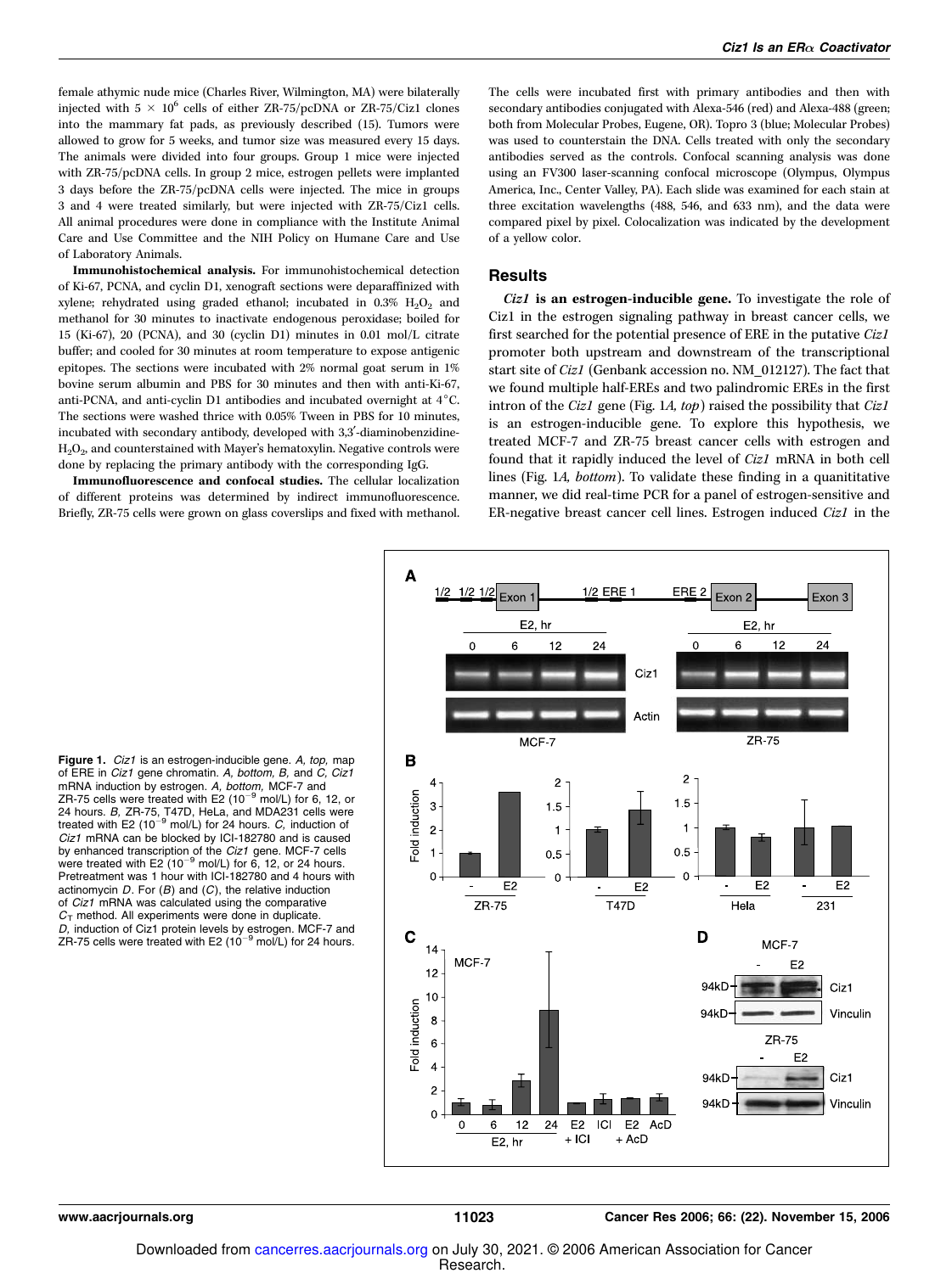female athymic nude mice (Charles River, Wilmington, MA) were bilaterally injected with $5 \times 10^6$ cells of either ZR-75/pcDNA or ZR-75/Ciz1 clones into the mammary fat pads, as previously described (15). Tumors were allowed to grow for 5 weeks, and tumor size was measured every 15 days. The animals were divided into four groups. Group 1 mice were injected with ZR-75/pcDNA cells. In group 2 mice, estrogen pellets were implanted 3 days before the ZR-75/pcDNA cells were injected. The mice in groups 3 and 4 were treated similarly, but were injected with ZR-75/Ciz1 cells. All animal procedures were done in compliance with the Institute Animal Care and Use Committee and the NIH Policy on Humane Care and Use of Laboratory Animals.

**Immunohistochemical analysis.** For immunohistochemical detection of Ki-67, PCNA, and cyclin D1, xenograft sections were deparaffinized with xylene; rehydrated using graded ethanol; incubated in 0.3% $H_2O_2$ and methanol for 30 minutes to inactivate endogenous peroxidase; boiled for 15 (Ki-67), 20 (PCNA), and 30 (cyclin D1) minutes in 0.01 mol/L citrate buffer; and cooled for 30 minutes at room temperature to expose antigenic epitopes. The sections were incubated with 2% normal goat serum in 1% bovine serum albumin and PBS for 30 minutes and then with anti-Ki-67, anti-PCNA, and anti-cyclin D1 antibodies and incubated overnight at 4°C. The sections were washed thrice with 0.05% Tween in PBS for 10 minutes, incubated with secondary antibody, developed with 3,3′-diaminobenzidine-$H_2O_2$, and counterstained with Mayer's hematoxylin. Negative controls were done by replacing the primary antibody with the corresponding IgG.

**Immunofluorescence and confocal studies.** The cellular localization of different proteins was determined by indirect immunofluorescence. Briefly, ZR-75 cells were grown on glass coverslips and fixed with methanol. The cells were incubated first with primary antibodies and then with secondary antibodies conjugated with Alexa-546 (red) and Alexa-488 (green; both from Molecular Probes, Eugene, OR). Topro 3 (blue; Molecular Probes) was used to counterstain the DNA. Cells treated with only the secondary antibodies served as the controls. Confocal scanning analysis was done using an FV300 laser-scanning confocal microscope (Olympus, Olympus America, Inc., Center Valley, PA). Each slide was examined for each stain at three excitation wavelengths (488, 546, and 633 nm), and the data were compared pixel by pixel. Colocalization was indicated by the development of a yellow color.

## Results

***Ciz1* is an estrogen-inducible gene.** To investigate the role of Ciz1 in the estrogen signaling pathway in breast cancer cells, we first searched for the potential presence of ERE in the putative *Ciz1* promoter both upstream and downstream of the transcriptional start site of *Ciz1* (Genbank accession no. NM_012127). The fact that we found multiple half-EREs and two palindromic EREs in the first intron of the *Ciz1* gene (Fig. 1*A, top*) raised the possibility that *Ciz1* is an estrogen-inducible gene. To explore this hypothesis, we treated MCF-7 and ZR-75 breast cancer cells with estrogen and found that it rapidly induced the level of *Ciz1* mRNA in both cell lines (Fig. 1*A, bottom*). To validate these finding in a quanititative manner, we did real-time PCR for a panel of estrogen-sensitive and ER-negative breast cancer cell lines. Estrogen induced *Ciz1* in the

**Figure 1.** *Ciz1* is an estrogen-inducible gene. *A, top,* map of ERE in *Ciz1* gene chromatin. *A, bottom, B,* and *C, Ciz1* mRNA induction by estrogen. *A, bottom,* MCF-7 and ZR-75 cells were treated with E2 ($10^{-9}$ mol/L) for 6, 12, or 24 hours. *B,* ZR-75, T47D, HeLa, and MDA231 cells were treated with E2 ($10^{-9}$ mol/L) for 24 hours. *C,* induction of *Ciz1* mRNA can be blocked by ICI-182780 and is caused by enhanced transcription of the *Ciz1* gene. MCF-7 cells were treated with E2 ($10^{-9}$ mol/L) for 6, 12, or 24 hours. Pretreatment was 1 hour with ICI-182780 and 4 hours with actinomycin *D*. For (*B*) and (*C*), the relative induction of *Ciz1* mRNA was calculated using the comparative $C_T$ method. All experiments were done in duplicate. *D,* induction of Ciz1 protein levels by estrogen. MCF-7 and ZR-75 cells were treated with E2 ($10^{-9}$ mol/L) for 24 hours.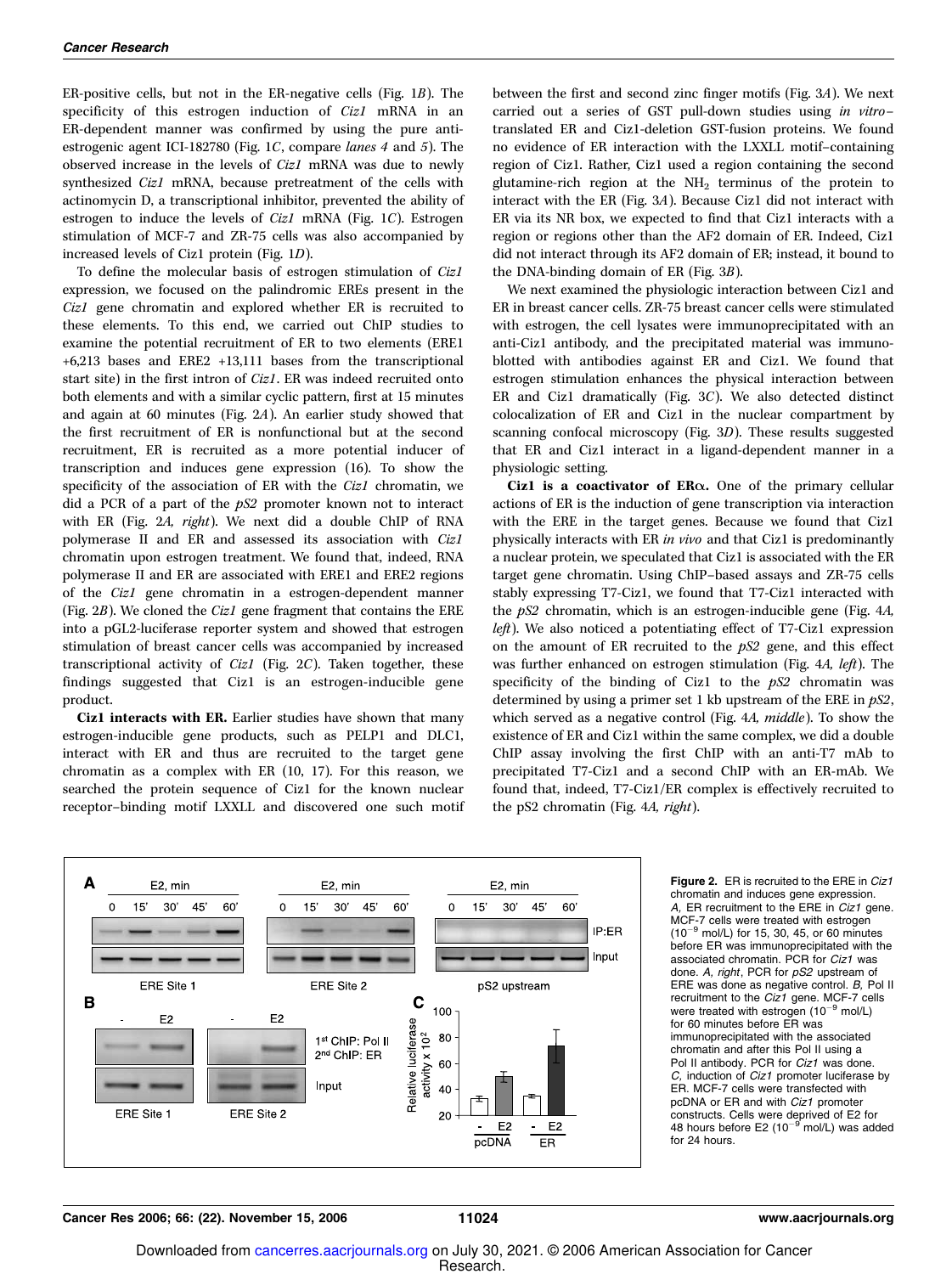ER-positive cells, but not in the ER-negative cells (Fig. 1*B*). The specificity of this estrogen induction of *Ciz1* mRNA in an ER-dependent manner was confirmed by using the pure anti-estrogenic agent ICI-182780 (Fig. 1*C*, compare *lanes 4* and *5*). The observed increase in the levels of *Ciz1* mRNA was due to newly synthesized *Ciz1* mRNA, because pretreatment of the cells with actinomycin D, a transcriptional inhibitor, prevented the ability of estrogen to induce the levels of *Ciz1* mRNA (Fig. 1*C*). Estrogen stimulation of MCF-7 and ZR-75 cells was also accompanied by increased levels of Ciz1 protein (Fig. 1*D*).

To define the molecular basis of estrogen stimulation of *Ciz1* expression, we focused on the palindromic EREs present in the *Ciz1* gene chromatin and explored whether ER is recruited to these elements. To this end, we carried out ChIP studies to examine the potential recruitment of ER to two elements (ERE1 +6,213 bases and ERE2 +13,111 bases from the transcriptional start site) in the first intron of *Ciz1*. ER was indeed recruited onto both elements and with a similar cyclic pattern, first at 15 minutes and again at 60 minutes (Fig. 2*A*). An earlier study showed that the first recruitment of ER is nonfunctional but at the second recruitment, ER is recruited as a more potential inducer of transcription and induces gene expression (16). To show the specificity of the association of ER with the *Ciz1* chromatin, we did a PCR of a part of the *pS2* promoter known not to interact with ER (Fig. 2*A, right*). We next did a double ChIP of RNA polymerase II and ER and assessed its association with *Ciz1* chromatin upon estrogen treatment. We found that, indeed, RNA polymerase II and ER are associated with ERE1 and ERE2 regions of the *Ciz1* gene chromatin in a estrogen-dependent manner (Fig. 2*B*). We cloned the *Ciz1* gene fragment that contains the ERE into a pGL2-luciferase reporter system and showed that estrogen stimulation of breast cancer cells was accompanied by increased transcriptional activity of *Ciz1* (Fig. 2*C*). Taken together, these findings suggested that Ciz1 is an estrogen-inducible gene product.

**Ciz1 interacts with ER.** Earlier studies have shown that many estrogen-inducible gene products, such as PELP1 and DLC1, interact with ER and thus are recruited to the target gene chromatin as a complex with ER (10, 17). For this reason, we searched the protein sequence of Ciz1 for the known nuclear receptor–binding motif LXXLL and discovered one such motif between the first and second zinc finger motifs (Fig. 3*A*). We next carried out a series of GST pull-down studies using *in vitro*–translated ER and Ciz1-deletion GST-fusion proteins. We found no evidence of ER interaction with the LXXLL motif–containing region of Ciz1. Rather, Ciz1 used a region containing the second glutamine-rich region at the $NH_2$ terminus of the protein to interact with the ER (Fig. 3*A*). Because Ciz1 did not interact with ER via its NR box, we expected to find that Ciz1 interacts with a region or regions other than the AF2 domain of ER. Indeed, Ciz1 did not interact through its AF2 domain of ER; instead, it bound to the DNA-binding domain of ER (Fig. 3*B*).

We next examined the physiologic interaction between Ciz1 and ER in breast cancer cells. ZR-75 breast cancer cells were stimulated with estrogen, the cell lysates were immunoprecipitated with an anti-Ciz1 antibody, and the precipitated material was immunoblotted with antibodies against ER and Ciz1. We found that estrogen stimulation enhances the physical interaction between ER and Ciz1 dramatically (Fig. 3*C*). We also detected distinct colocalization of ER and Ciz1 in the nuclear compartment by scanning confocal microscopy (Fig. 3*D*). These results suggested that ER and Ciz1 interact in a ligand-dependent manner in a physiologic setting.

**Ciz1 is a coactivator of ERα.** One of the primary cellular actions of ER is the induction of gene transcription via interaction with the ERE in the target genes. Because we found that Ciz1 physically interacts with ER *in vivo* and that Ciz1 is predominantly a nuclear protein, we speculated that Ciz1 is associated with the ER target gene chromatin. Using ChIP–based assays and ZR-75 cells stably expressing T7-Ciz1, we found that T7-Ciz1 interacted with the *pS2* chromatin, which is an estrogen-inducible gene (Fig. 4*A, left*). We also noticed a potentiating effect of T7-Ciz1 expression on the amount of ER recruited to the *pS2* gene, and this effect was further enhanced on estrogen stimulation (Fig. 4*A, left*). The specificity of the binding of Ciz1 to the *pS2* chromatin was determined by using a primer set 1 kb upstream of the ERE in *pS2*, which served as a negative control (Fig. 4*A, middle*). To show the existence of ER and Ciz1 within the same complex, we did a double ChIP assay involving the first ChIP with an anti-T7 mAb to precipitated T7-Ciz1 and a second ChIP with an ER-mAb. We found that, indeed, T7-Ciz1/ER complex is effectively recruited to the pS2 chromatin (Fig. 4*A, right*).

**Figure 2.** ER is recruited to the ERE in *Ciz1* chromatin and induces gene expression. *A*, ER recruitment to the ERE in *Ciz1* gene. MCF-7 cells were treated with estrogen ($10^{-9}$ mol/L) for 15, 30, 45, or 60 minutes before ER was immunoprecipitated with the associated chromatin. PCR for *Ciz1* was done. *A, right*, PCR for *pS2* upstream of ERE was done as negative control. *B*, Pol II recruitment to the *Ciz1* gene. MCF-7 cells were treated with estrogen ($10^{-9}$ mol/L) for 60 minutes before ER was immunoprecipitated with the associated chromatin and after this Pol II using a Pol II antibody. PCR for *Ciz1* was done. *C*, induction of *Ciz1* promoter luciferase by ER. MCF-7 cells were transfected with pcDNA or ER and with *Ciz1* promoter constructs. Cells were deprived of E2 for 48 hours before E2 ($10^{-9}$ mol/L) was added for 24 hours.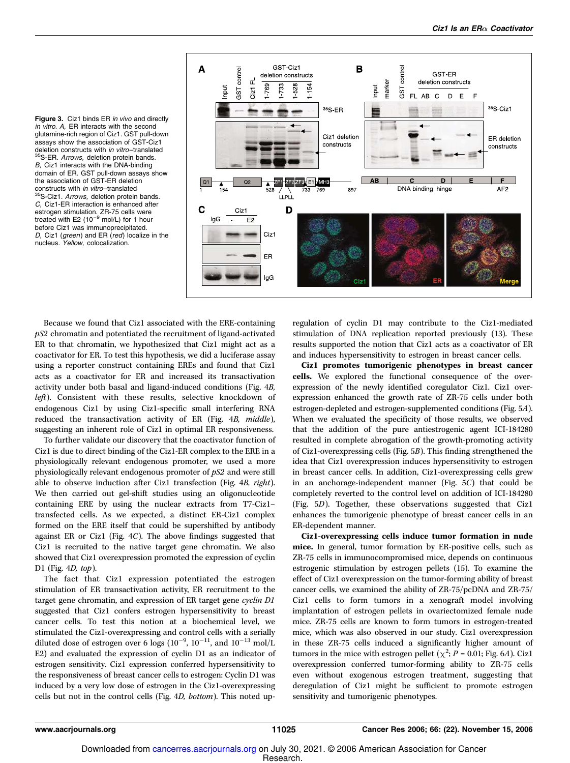**Figure 3.** Ciz1 binds ER *in vivo* and directly *in vitro*. *A*, ER interacts with the second glutamine-rich region of Ciz1. GST pull-down assays show the association of GST-Ciz1 deletion constructs with *in vitro*–translated $^{35}$S-ER. *Arrows*, deletion protein bands. *B*, Ciz1 interacts with the DNA-binding domain of ER. GST pull-down assays show the association of GST-ER deletion constructs with *in vitro*–translated $^{35}$S-Ciz1. *Arrows*, deletion protein bands. *C*, Ciz1-ER interaction is enhanced after estrogen stimulation. ZR-75 cells were treated with E2 ($10^{-9}$ mol/L) for 1 hour before Ciz1 was immunoprecipitated. *D*, Ciz1 (*green*) and ER (*red*) localize in the nucleus. *Yellow*, colocalization.

Because we found that Ciz1 associated with the ERE-containing *pS2* chromatin and potentiated the recruitment of ligand-activated ER to that chromatin, we hypothesized that Ciz1 might act as a coactivator for ER. To test this hypothesis, we did a luciferase assay using a reporter construct containing EREs and found that Ciz1 acts as a coactivator for ER and increased its transactivation activity under both basal and ligand-induced conditions (Fig. 4*B*, *left*). Consistent with these results, selective knockdown of endogenous Ciz1 by using Ciz1-specific small interfering RNA reduced the transactivation activity of ER (Fig. 4*B*, *middle*), suggesting an inherent role of Ciz1 in optimal ER responsiveness.

To further validate our discovery that the coactivator function of Ciz1 is due to direct binding of the Ciz1-ER complex to the ERE in a physiologically relevant endogenous promoter, we used a more physiologically relevant endogenous promoter of *pS2* and were still able to observe induction after Ciz1 transfection (Fig. 4*B*, *right*). We then carried out gel-shift studies using an oligonucleotide containing ERE by using the nuclear extracts from T7-Ciz1–transfected cells. As we expected, a distinct ER-Ciz1 complex formed on the ERE itself that could be supershifted by antibody against ER or Ciz1 (Fig. 4*C*). The above findings suggested that Ciz1 is recruited to the native target gene chromatin. We also showed that Ciz1 overexpression promoted the expression of cyclin D1 (Fig. 4*D*, *top*).

The fact that Ciz1 expression potentiated the estrogen stimulation of ER transactivation activity, ER recruitment to the target gene chromatin, and expression of ER target gene *cyclin D1* suggested that Ciz1 confers estrogen hypersensitivity to breast cancer cells. To test this notion at a biochemical level, we stimulated the Ciz1-overexpressing and control cells with a serially diluted dose of estrogen over 6 logs ($10^{-9}$, $10^{-11}$, and $10^{-13}$ mol/L E2) and evaluated the expression of cyclin D1 as an indicator of estrogen sensitivity. Ciz1 expression conferred hypersensitivity to the responsiveness of breast cancer cells to estrogen: Cyclin D1 was induced by a very low dose of estrogen in the Ciz1-overexpressing cells but not in the control cells (Fig. 4*D*, *bottom*). This noted up-regulation of cyclin D1 may contribute to the Ciz1-mediated stimulation of DNA replication reported previously (13). These results supported the notion that Ciz1 acts as a coactivator of ER and induces hypersensitivity to estrogen in breast cancer cells.

**Ciz1 promotes tumorigenic phenotypes in breast cancer cells.** We explored the functional consequence of the overexpression of the newly identified coregulator Ciz1. Ciz1 overexpression enhanced the growth rate of ZR-75 cells under both estrogen-depleted and estrogen-supplemented conditions (Fig. 5*A*). When we evaluated the specificity of those results, we observed that the addition of the pure antiestrogenic agent ICI-184280 resulted in complete abrogation of the growth-promoting activity of Ciz1-overexpressing cells (Fig. 5*B*). This finding strengthened the idea that Ciz1 overexpression induces hypersensitivity to estrogen in breast cancer cells. In addition, Ciz1-overexpressing cells grew in an anchorage-independent manner (Fig. 5*C*) that could be completely reverted to the control level on addition of ICI-184280 (Fig. 5*D*). Together, these observations suggested that Ciz1 enhances the tumorigenic phenotype of breast cancer cells in an ER-dependent manner.

**Ciz1-overexpressing cells induce tumor formation in nude mice.** In general, tumor formation by ER-positive cells, such as ZR-75 cells in immunocompromised mice, depends on continuous estrogenic stimulation by estrogen pellets (15). To examine the effect of Ciz1 overexpression on the tumor-forming ability of breast cancer cells, we examined the ability of ZR-75/pcDNA and ZR-75/Ciz1 cells to form tumors in a xenograft model involving implantation of estrogen pellets in ovariectomized female nude mice. ZR-75 cells are known to form tumors in estrogen-treated mice, which was also observed in our study. Ciz1 overexpression in these ZR-75 cells induced a significantly higher amount of tumors in the mice with estrogen pellet ($\chi^2$; $P = 0.01$; Fig. 6*A*). Ciz1 overexpression conferred tumor-forming ability to ZR-75 cells even without exogenous estrogen treatment, suggesting that deregulation of Ciz1 might be sufficient to promote estrogen sensitivity and tumorigenic phenotypes.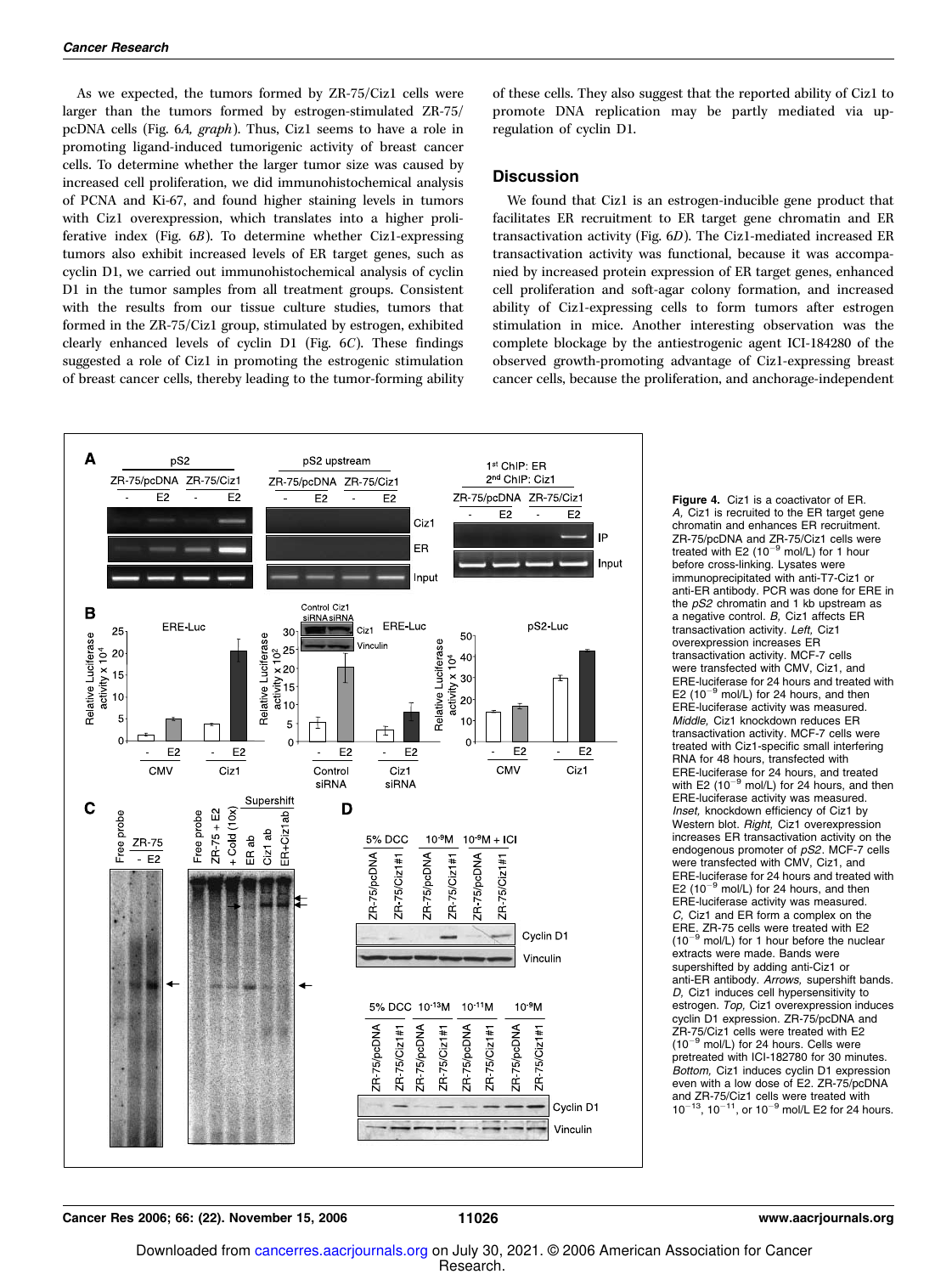As we expected, the tumors formed by ZR-75/Ciz1 cells were larger than the tumors formed by estrogen-stimulated ZR-75/pcDNA cells (Fig. 6*A, graph*). Thus, Ciz1 seems to have a role in promoting ligand-induced tumorigenic activity of breast cancer cells. To determine whether the larger tumor size was caused by increased cell proliferation, we did immunohistochemical analysis of PCNA and Ki-67, and found higher staining levels in tumors with Ciz1 overexpression, which translates into a higher proliferative index (Fig. 6*B*). To determine whether Ciz1-expressing tumors also exhibit increased levels of ER target genes, such as cyclin D1, we carried out immunohistochemical analysis of cyclin D1 in the tumor samples from all treatment groups. Consistent with the results from our tissue culture studies, tumors that formed in the ZR-75/Ciz1 group, stimulated by estrogen, exhibited clearly enhanced levels of cyclin D1 (Fig. 6*C*). These findings suggested a role of Ciz1 in promoting the estrogenic stimulation of breast cancer cells, thereby leading to the tumor-forming ability of these cells. They also suggest that the reported ability of Ciz1 to promote DNA replication may be partly mediated via up-regulation of cyclin D1.

## Discussion

We found that Ciz1 is an estrogen-inducible gene product that facilitates ER recruitment to ER target gene chromatin and ER transactivation activity (Fig. 6*D*). The Ciz1-mediated increased ER transactivation activity was functional, because it was accompanied by increased protein expression of ER target genes, enhanced cell proliferation and soft-agar colony formation, and increased ability of Ciz1-expressing cells to form tumors after estrogen stimulation in mice. Another interesting observation was the complete blockage by the antiestrogenic agent ICI-184280 of the observed growth-promoting advantage of Ciz1-expressing breast cancer cells, because the proliferation, and anchorage-independent

**Figure 4.** Ciz1 is a coactivator of ER. *A,* Ciz1 is recruited to the ER target gene chromatin and enhances ER recruitment. ZR-75/pcDNA and ZR-75/Ciz1 cells were treated with E2 ($10^{-9}$ mol/L) for 1 hour before cross-linking. Lysates were immunoprecipitated with anti-T7-Ciz1 or anti-ER antibody. PCR was done for ERE in the *pS2* chromatin and 1 kb upstream as a negative control. *B,* Ciz1 affects ER transactivation activity. *Left,* Ciz1 overexpression increases ER transactivation activity. MCF-7 cells were transfected with CMV, Ciz1, and ERE-luciferase for 24 hours and treated with E2 ($10^{-9}$ mol/L) for 24 hours, and then ERE-luciferase activity was measured. *Middle,* Ciz1 knockdown reduces ER transactivation activity. MCF-7 cells were treated with Ciz1-specific small interfering RNA for 48 hours, transfected with ERE-luciferase for 24 hours, and treated with E2 ($10^{-9}$ mol/L) for 24 hours, and then ERE-luciferase activity was measured. *Inset,* knockdown efficiency of Ciz1 by Western blot. *Right,* Ciz1 overexpression increases ER transactivation activity on the endogenous promoter of *pS2*. MCF-7 cells were transfected with CMV, Ciz1, and ERE-luciferase for 24 hours and treated with E2 ($10^{-9}$ mol/L) for 24 hours, and then ERE-luciferase activity was measured. *C,* Ciz1 and ER form a complex on the ERE. ZR-75 cells were treated with E2 ($10^{-9}$ mol/L) for 1 hour before the nuclear extracts were made. Bands were supershifted by adding anti-Ciz1 or anti-ER antibody. *Arrows,* supershift bands. *D,* Ciz1 induces cell hypersensitivity to estrogen. *Top,* Ciz1 overexpression induces cyclin D1 expression. ZR-75/pcDNA and ZR-75/Ciz1 cells were treated with E2 ($10^{-9}$ mol/L) for 24 hours. Cells were pretreated with ICI-182780 for 30 minutes. *Bottom,* Ciz1 induces cyclin D1 expression even with a low dose of E2. ZR-75/pcDNA and ZR-75/Ciz1 cells were treated with $10^{-13}$, $10^{-11}$, or $10^{-9}$ mol/L E2 for 24 hours.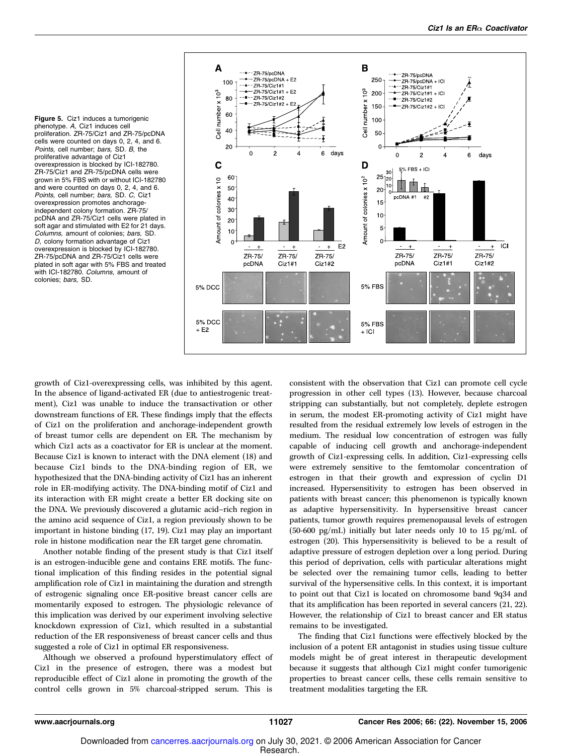**Figure 5.** Ciz1 induces a tumorigenic phenotype. *A,* Ciz1 induces cell proliferation. ZR-75/Ciz1 and ZR-75/pcDNA cells were counted on days 0, 2, 4, and 6. *Points,* cell number; *bars,* SD. *B,* the proliferative advantage of Ciz1 overexpression is blocked by ICI-182780. ZR-75/Ciz1 and ZR-75/pcDNA cells were grown in 5% FBS with or without ICI-182780 and were counted on days 0, 2, 4, and 6. *Points,* cell number; *bars,* SD. *C,* Ciz1 overexpression promotes anchorage-independent colony formation. ZR-75/pcDNA and ZR-75/Ciz1 cells were plated in soft agar and stimulated with E2 for 21 days. *Columns,* amount of colonies; *bars,* SD. *D,* colony formation advantage of Ciz1 overexpression is blocked by ICI-182780. ZR-75/pcDNA and ZR-75/Ciz1 cells were plated in soft agar with 5% FBS and treated with ICI-182780. *Columns,* amount of colonies; *bars,* SD.

growth of Ciz1-overexpressing cells, was inhibited by this agent. In the absence of ligand-activated ER (due to antiestrogenic treatment), Ciz1 was unable to induce the transactivation or other downstream functions of ER. These findings imply that the effects of Ciz1 on the proliferation and anchorage-independent growth of breast tumor cells are dependent on ER. The mechanism by which Ciz1 acts as a coactivator for ER is unclear at the moment. Because Ciz1 is known to interact with the DNA element (18) and because Ciz1 binds to the DNA-binding region of ER, we hypothesized that the DNA-binding activity of Ciz1 has an inherent role in ER-modifying activity. The DNA-binding motif of Ciz1 and its interaction with ER might create a better ER docking site on the DNA. We previously discovered a glutamic acid–rich region in the amino acid sequence of Ciz1, a region previously shown to be important in histone binding (17, 19). Ciz1 may play an important role in histone modification near the ER target gene chromatin.

Another notable finding of the present study is that Ciz1 itself is an estrogen-inducible gene and contains ERE motifs. The functional implication of this finding resides in the potential signal amplification role of Ciz1 in maintaining the duration and strength of estrogenic signaling once ER-positive breast cancer cells are momentarily exposed to estrogen. The physiologic relevance of this implication was derived by our experiment involving selective knockdown expression of Ciz1, which resulted in a substantial reduction of the ER responsiveness of breast cancer cells and thus suggested a role of Ciz1 in optimal ER responsiveness.

Although we observed a profound hyperstimulatory effect of Ciz1 in the presence of estrogen, there was a modest but reproducible effect of Ciz1 alone in promoting the growth of the control cells grown in 5% charcoal-stripped serum. This is consistent with the observation that Ciz1 can promote cell cycle progression in other cell types (13). However, because charcoal stripping can substantially, but not completely, deplete estrogen in serum, the modest ER-promoting activity of Ciz1 might have resulted from the residual extremely low levels of estrogen in the medium. The residual low concentration of estrogen was fully capable of inducing cell growth and anchorage-independent growth of Ciz1-expressing cells. In addition, Ciz1-expressing cells were extremely sensitive to the femtomolar concentration of estrogen in that their growth and expression of cyclin D1 increased. Hypersensitivity to estrogen has been observed in patients with breast cancer; this phenomenon is typically known as adaptive hypersensitivity. In hypersensitive breast cancer patients, tumor growth requires premenopausal levels of estrogen (50-600 pg/mL) initially but later needs only 10 to 15 pg/mL of estrogen (20). This hypersensitivity is believed to be a result of adaptive pressure of estrogen depletion over a long period. During this period of deprivation, cells with particular alterations might be selected over the remaining tumor cells, leading to better survival of the hypersensitive cells. In this context, it is important to point out that Ciz1 is located on chromosome band 9q34 and that its amplification has been reported in several cancers (21, 22). However, the relationship of Ciz1 to breast cancer and ER status remains to be investigated.

The finding that Ciz1 functions were effectively blocked by the inclusion of a potent ER antagonist in studies using tissue culture models might be of great interest in therapeutic development because it suggests that although Ciz1 might confer tumorigenic properties to breast cancer cells, these cells remain sensitive to treatment modalities targeting the ER.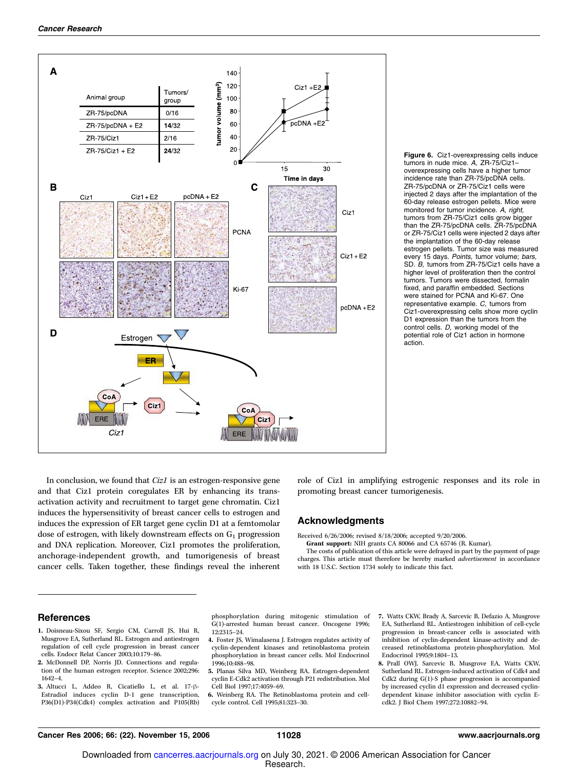| Animal group | Tumors/ group |
|---|---|
| ZR-75/pcDNA | 0/16 |
| ZR-75/pcDNA + E2 | **14**/32 |
| ZR-75/Ciz1 | 2/16 |
| ZR-75/Ciz1 + E2 | **24**/32 |

**Figure 6.** Ciz1-overexpressing cells induce tumors in nude mice. *A,* ZR-75/Ciz1–overexpressing cells have a higher tumor incidence rate than ZR-75/pcDNA cells. ZR-75/pcDNA or ZR-75/Ciz1 cells were injected 2 days after the implantation of the 60-day release estrogen pellets. Mice were monitored for tumor incidence. *A, right,* tumors from ZR-75/Ciz1 cells grow bigger than the ZR-75/pcDNA cells. ZR-75/pcDNA or ZR-75/Ciz1 cells were injected 2 days after the implantation of the 60-day release estrogen pellets. Tumor size was measured every 15 days. *Points,* tumor volume; *bars,* SD. *B,* tumors from ZR-75/Ciz1 cells have a higher level of proliferation then the control tumors. Tumors were dissected, formalin fixed, and paraffin embedded. Sections were stained for PCNA and Ki-67. One representative example. *C,* tumors from Ciz1-overexpressing cells show more cyclin D1 expression than the tumors from the control cells. *D,* working model of the potential role of Ciz1 action in hormone action.

In conclusion, we found that *Ciz1* is an estrogen-responsive gene and that Ciz1 protein coregulates ER by enhancing its transactivation activity and recruitment to target gene chromatin. Ciz1 induces the hypersensitivity of breast cancer cells to estrogen and induces the expression of ER target gene cyclin D1 at a femtomolar dose of estrogen, with likely downstream effects on $G_1$ progression and DNA replication. Moreover, Ciz1 promotes the proliferation, anchorage-independent growth, and tumorigenesis of breast cancer cells. Taken together, these findings reveal the inherent role of Ciz1 in amplifying estrogenic responses and its role in promoting breast cancer tumorigenesis.

## Acknowledgments

Received 6/26/2006; revised 8/18/2006; accepted 9/20/2006.

**Grant support:** NIH grants CA 80066 and CA 65746 (R. Kumar).

The costs of publication of this article were defrayed in part by the payment of page charges. This article must therefore be hereby marked *advertisement* in accordance with 18 U.S.C. Section 1734 solely to indicate this fact.

## References

1. Doisneau-Sixou SF, Sergio CM, Carroll JS, Hui R, Musgrove EA, Sutherland RL. Estrogen and antiestrogen regulation of cell cycle progression in breast cancer cells. Endocr Relat Cancer 2003;10:179–86.
2. McDonnell DP, Norris JD. Connections and regulation of the human estrogen receptor. Science 2002;296:1642–4.
3. Altucci L, Addeo R, Cicatiello L, et al. 17-β-Estradiol induces cyclin D-1 gene transcription, P36(D1)-P34(Cdk4) complex activation and P105(Rb) phosphorylation during mitogenic stimulation of G(1)-arrested human breast cancer. Oncogene 1996;12:2315–24.
4. Foster JS, Wimalasena J. Estrogen regulates activity of cyclin-dependent kinases and retinoblastoma protein phosphorylation in breast cancer cells. Mol Endocrinol 1996;10:488–98.
5. Planas Silva MD, Weinberg RA. Estrogen-dependent cyclin E-Cdk2 activation through P21 redistribution. Mol Cell Biol 1997;17:4059–69.
6. Weinberg RA. The Retinoblastoma protein and cell-cycle control. Cell 1995;81:323–30.
7. Watts CKW, Brady A, Sarcevic B, Defazio A, Musgrove EA, Sutherland RL. Antiestrogen inhibition of cell-cycle progression in breast-cancer cells is associated with inhibition of cyclin-dependent kinase-activity and decreased retinoblastoma protein-phosphorylation. Mol Endocrinol 1995;9:1804–13.
8. Prall OWJ, Sarcevic B, Musgrove EA, Watts CKW, Sutherland RL. Estrogen-induced activation of Cdk4 and Cdk2 during G(1)-S phase progression is accompanied by increased cyclin d1 expression and decreased cyclin-dependent kinase inhibitor association with cyclin E-cdk2. J Biol Chem 1997;272:10882–94.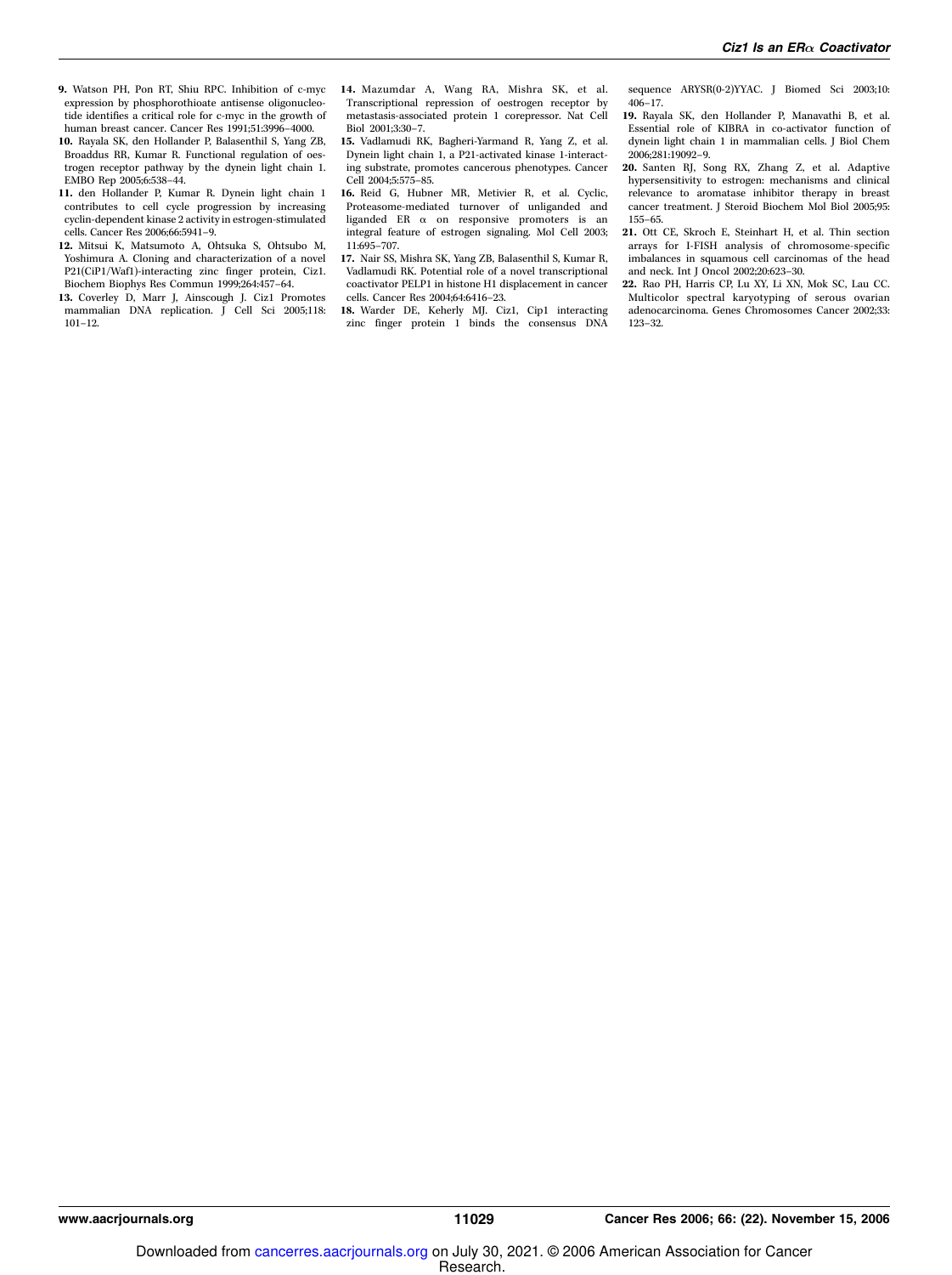9. Watson PH, Pon RT, Shiu RPC. Inhibition of c-myc expression by phosphorothioate antisense oligonucleotide identifies a critical role for c-myc in the growth of human breast cancer. Cancer Res 1991;51:3996–4000.
10. Rayala SK, den Hollander P, Balasenthil S, Yang ZB, Broaddus RR, Kumar R. Functional regulation of oestrogen receptor pathway by the dynein light chain 1. EMBO Rep 2005;6:538–44.
11. den Hollander P, Kumar R. Dynein light chain 1 contributes to cell cycle progression by increasing cyclin-dependent kinase 2 activity in estrogen-stimulated cells. Cancer Res 2006;66:5941–9.
12. Mitsui K, Matsumoto A, Ohtsuka S, Ohtsubo M, Yoshimura A. Cloning and characterization of a novel P21(CiP1/Waf1)-interacting zinc finger protein, Ciz1. Biochem Biophys Res Commun 1999;264:457–64.
13. Coverley D, Marr J, Ainscough J. Ciz1 Promotes mammalian DNA replication. J Cell Sci 2005;118: 101–12.
14. Mazumdar A, Wang RA, Mishra SK, et al. Transcriptional repression of oestrogen receptor by metastasis-associated protein 1 corepressor. Nat Cell Biol 2001;3:30–7.
15. Vadlamudi RK, Bagheri-Yarmand R, Yang Z, et al. Dynein light chain 1, a P21-activated kinase 1-interacting substrate, promotes cancerous phenotypes. Cancer Cell 2004;5:575–85.
16. Reid G, Hubner MR, Metivier R, et al. Cyclic, Proteasome-mediated turnover of unliganded and liganded ER α on responsive promoters is an integral feature of estrogen signaling. Mol Cell 2003; 11:695–707.
17. Nair SS, Mishra SK, Yang ZB, Balasenthil S, Kumar R, Vadlamudi RK. Potential role of a novel transcriptional coactivator PELP1 in histone H1 displacement in cancer cells. Cancer Res 2004;64:6416–23.
18. Warder DE, Keherly MJ. Ciz1, Cip1 interacting zinc finger protein 1 binds the consensus DNA sequence ARYSR(0-2)YYAC. J Biomed Sci 2003;10: 406–17.
19. Rayala SK, den Hollander P, Manavathi B, et al. Essential role of KIBRA in co-activator function of dynein light chain 1 in mammalian cells. J Biol Chem 2006;281:19092–9.
20. Santen RJ, Song RX, Zhang Z, et al. Adaptive hypersensitivity to estrogen: mechanisms and clinical relevance to aromatase inhibitor therapy in breast cancer treatment. J Steroid Biochem Mol Biol 2005;95: 155–65.
21. Ott CE, Skroch E, Steinhart H, et al. Thin section arrays for I-FISH analysis of chromosome-specific imbalances in squamous cell carcinomas of the head and neck. Int J Oncol 2002;20:623–30.
22. Rao PH, Harris CP, Lu XY, Li XN, Mok SC, Lau CC. Multicolor spectral karyotyping of serous ovarian adenocarcinoma. Genes Chromosomes Cancer 2002;33: 123–32.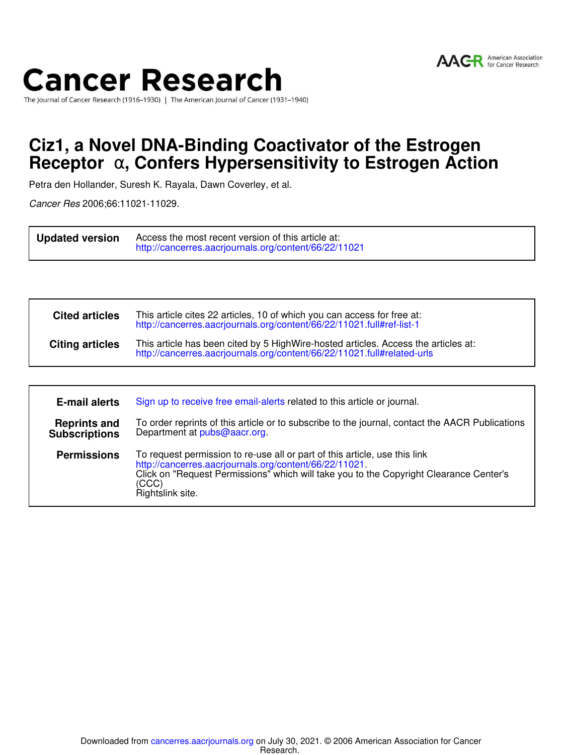# Cancer Research

The Journal of Cancer Research (1916–1930) | The American Journal of Cancer (1931–1940)

# Ciz1, a Novel DNA-Binding Coactivator of the Estrogen Receptor α, Confers Hypersensitivity to Estrogen Action

Petra den Hollander, Suresh K. Rayala, Dawn Coverley, et al.

*Cancer Res* 2006;66:11021-11029.

| | |
|---|---|
| **Updated version** | Access the most recent version of this article at: http://cancerres.aacrjournals.org/content/66/22/11021 |

| | |
|---|---|
| **Cited articles** | This article cites 22 articles, 10 of which you can access for free at: http://cancerres.aacrjournals.org/content/66/22/11021.full#ref-list-1 |
| **Citing articles** | This article has been cited by 5 HighWire-hosted articles. Access the articles at: http://cancerres.aacrjournals.org/content/66/22/11021.full#related-urls |

| | |
|---|---|
| **E-mail alerts** | Sign up to receive free email-alerts related to this article or journal. |
| **Reprints and Subscriptions** | To order reprints of this article or to subscribe to the journal, contact the AACR Publications Department at pubs@aacr.org. |
| **Permissions** | To request permission to re-use all or part of this article, use this link http://cancerres.aacrjournals.org/content/66/22/11021. Click on "Request Permissions" which will take you to the Copyright Clearance Center's (CCC) Rightslink site. |

Downloaded from cancerres.aacrjournals.org on July 30, 2021. © 2006 American Association for Cancer Research.